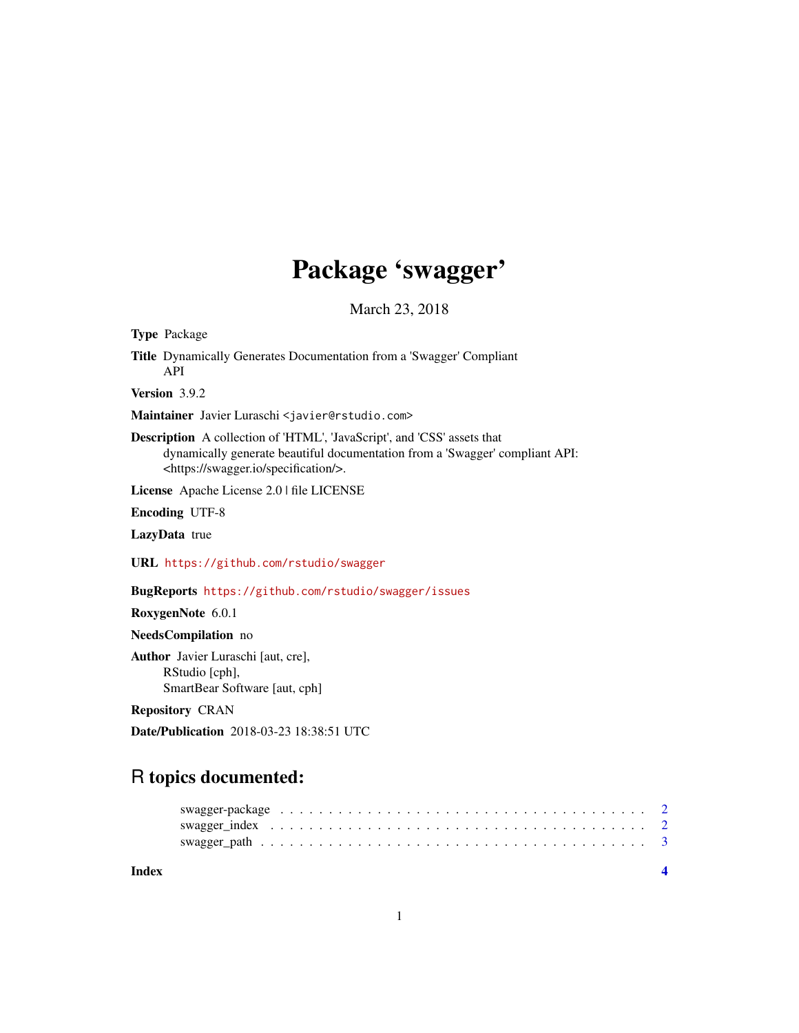# Package 'swagger'

March 23, 2018

**Type** Package

**Title** Dynamically Generates Documentation from a 'Swagger' Compliant API

**Version** 3.9.2

**Maintainer** Javier Luraschi <javier@rstudio.com>

**Description** A collection of 'HTML', 'JavaScript', and 'CSS' assets that dynamically generate beautiful documentation from a 'Swagger' compliant API: <https://swagger.io/specification/>.

**License** Apache License 2.0 | file LICENSE

**Encoding** UTF-8

**LazyData** true

**URL** https://github.com/rstudio/swagger

**BugReports** https://github.com/rstudio/swagger/issues

**RoxygenNote** 6.0.1

**NeedsCompilation** no

**Author** Javier Luraschi [aut, cre],
RStudio [cph],
SmartBear Software [aut, cph]

**Repository** CRAN

**Date/Publication** 2018-03-23 18:38:51 UTC

## R topics documented:

- swagger-package . . . . . . . . . . . . . . . . . . . . . . . . . . . . . . . . . . . . 2
- swagger_index . . . . . . . . . . . . . . . . . . . . . . . . . . . . . . . . . . . . . 2
- swagger_path . . . . . . . . . . . . . . . . . . . . . . . . . . . . . . . . . . . . . . 3

**Index** 4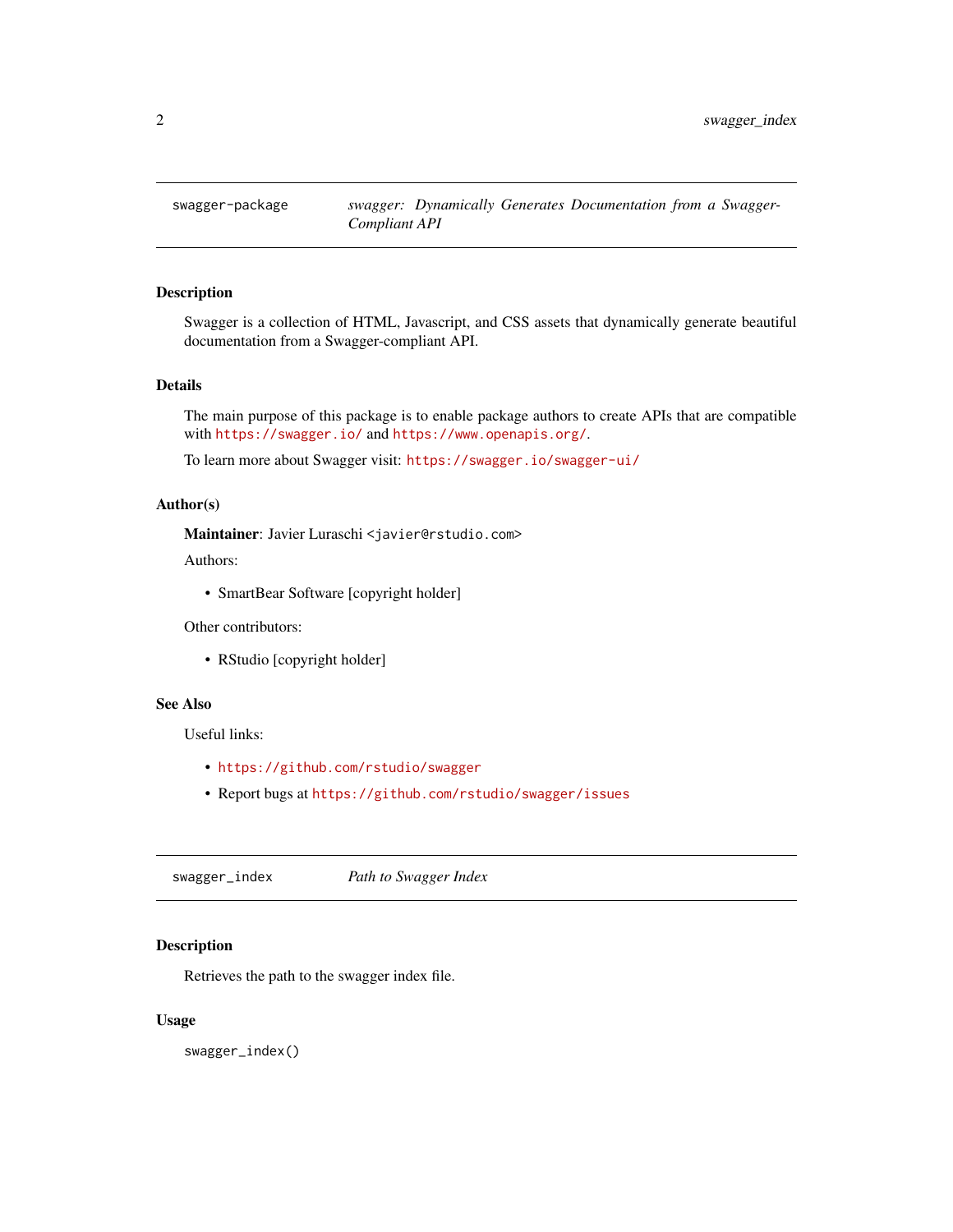## swagger-package — *swagger: Dynamically Generates Documentation from a Swagger-Compliant API*

### Description

Swagger is a collection of HTML, Javascript, and CSS assets that dynamically generate beautiful documentation from a Swagger-compliant API.

### Details

The main purpose of this package is to enable package authors to create APIs that are compatible with https://swagger.io/ and https://www.openapis.org/.

To learn more about Swagger visit: https://swagger.io/swagger-ui/

### Author(s)

**Maintainer**: Javier Luraschi <javier@rstudio.com>

Authors:

- SmartBear Software [copyright holder]

Other contributors:

- RStudio [copyright holder]

### See Also

Useful links:

- https://github.com/rstudio/swagger
- Report bugs at https://github.com/rstudio/swagger/issues

## swagger_index — *Path to Swagger Index*

### Description

Retrieves the path to the swagger index file.

### Usage

```
swagger_index()
```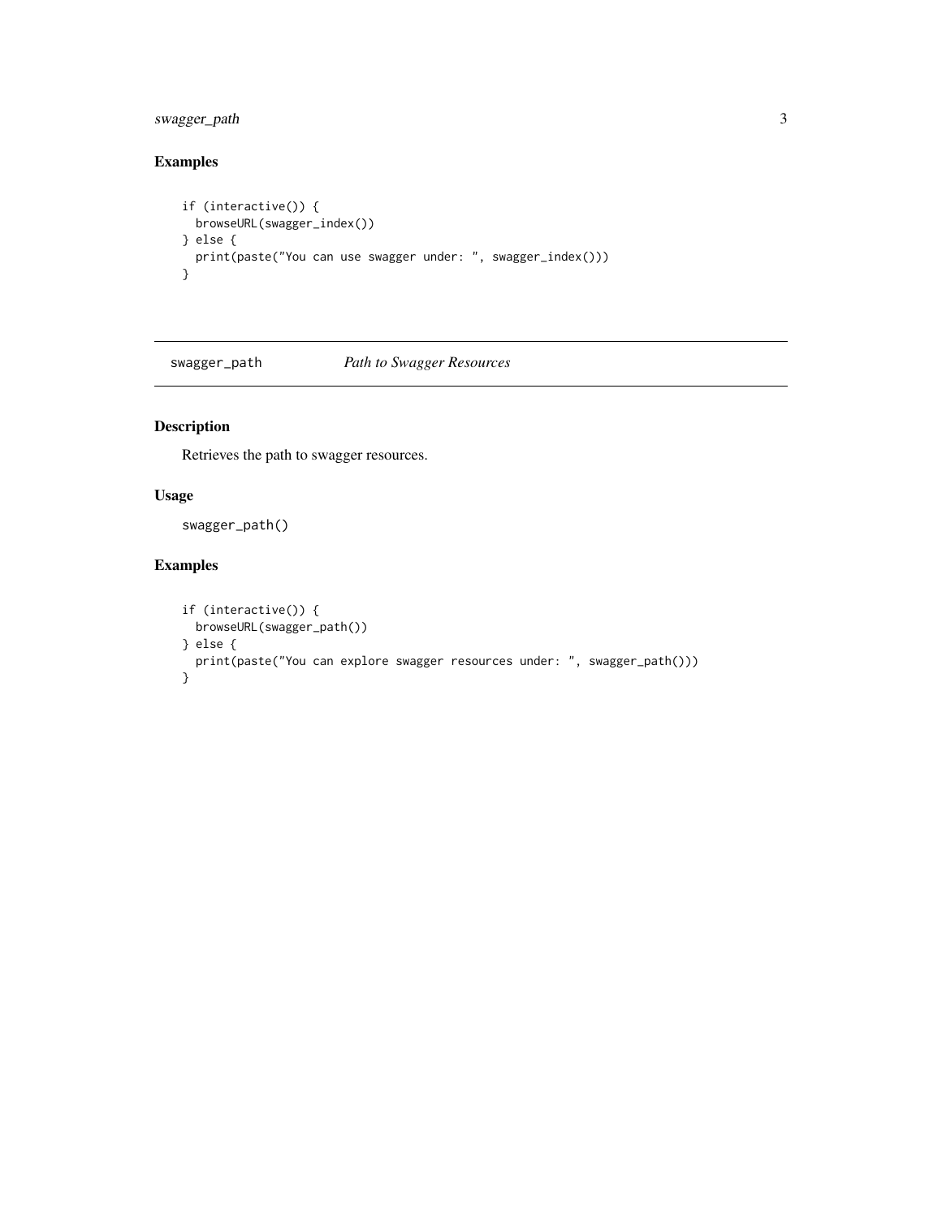## Examples

```
if (interactive()) {
  browseURL(swagger_index())
} else {
  print(paste("You can use swagger under: ", swagger_index()))
}
```

---

## swagger_path — *Path to Swagger Resources*

---

### Description

Retrieves the path to swagger resources.

### Usage

```
swagger_path()
```

### Examples

```
if (interactive()) {
  browseURL(swagger_path())
} else {
  print(paste("You can explore swagger resources under: ", swagger_path()))
}
```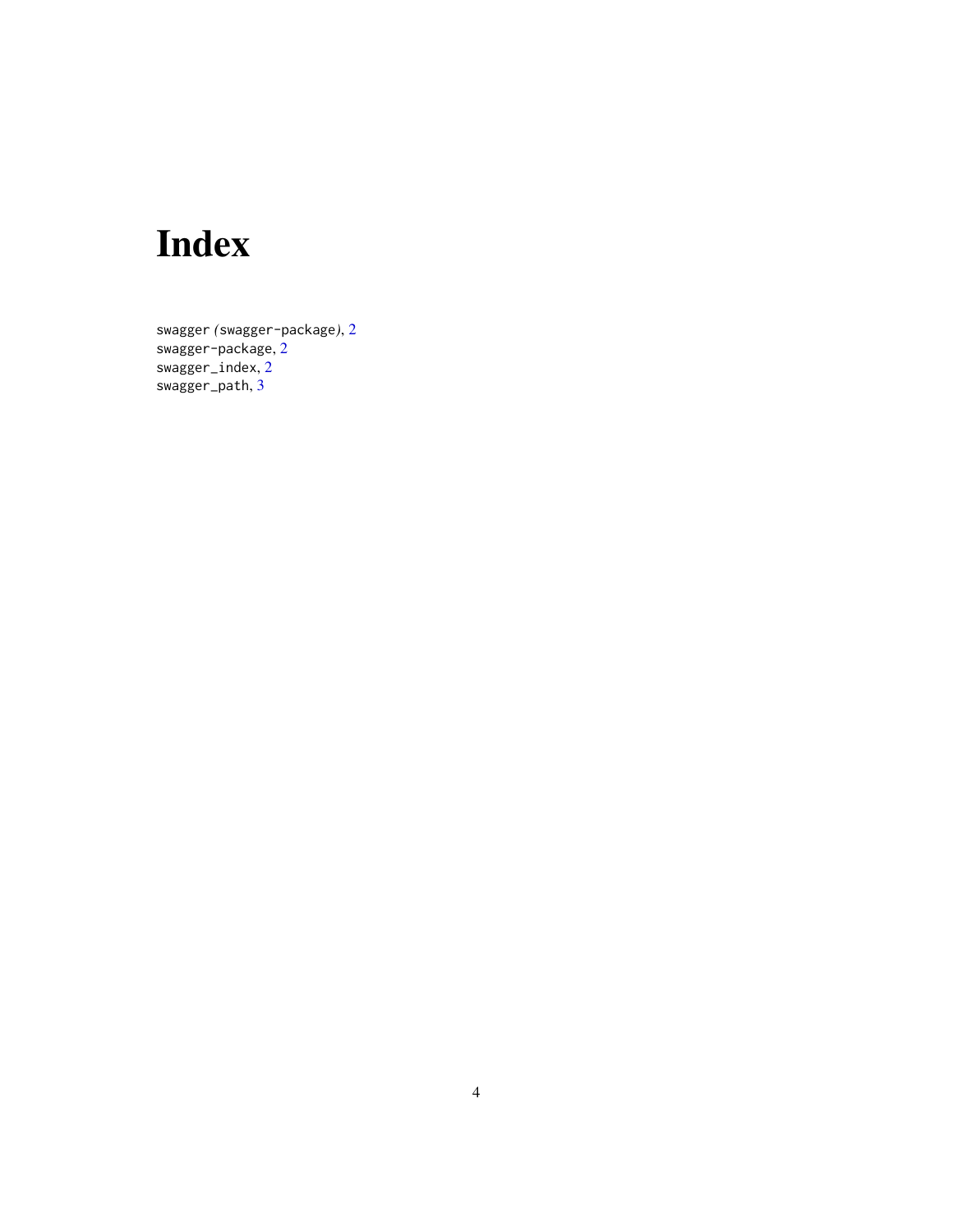# Index

swagger (swagger-package), 2
swagger-package, 2
swagger_index, 2
swagger_path, 3